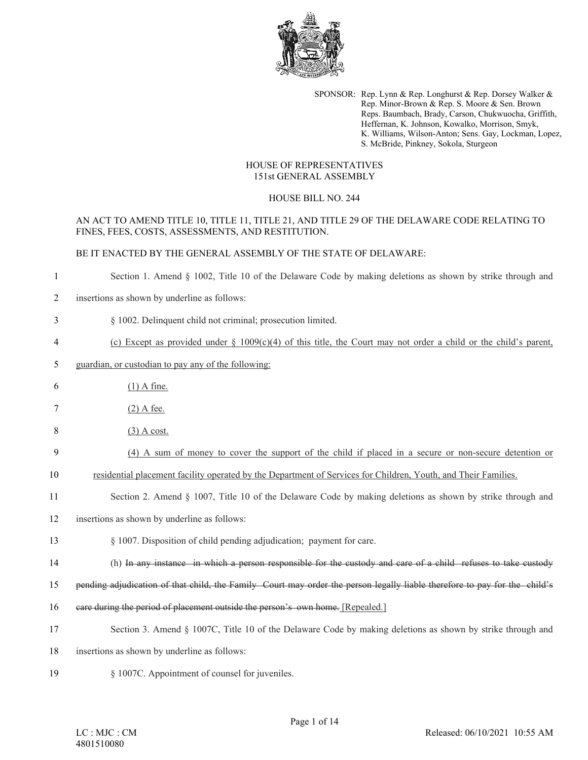SPONSOR: Rep. Lynn & Rep. Longhurst & Rep. Dorsey Walker & Rep. Minor-Brown & Rep. S. Moore & Sen. Brown
Reps. Baumbach, Brady, Carson, Chukwuocha, Griffith, Heffernan, K. Johnson, Kowalko, Morrison, Smyk, K. Williams, Wilson-Anton; Sens. Gay, Lockman, Lopez, S. McBride, Pinkney, Sokola, Sturgeon

HOUSE OF REPRESENTATIVES
151st GENERAL ASSEMBLY

HOUSE BILL NO. 244

AN ACT TO AMEND TITLE 10, TITLE 11, TITLE 21, AND TITLE 29 OF THE DELAWARE CODE RELATING TO FINES, FEES, COSTS, ASSESSMENTS, AND RESTITUTION.

BE IT ENACTED BY THE GENERAL ASSEMBLY OF THE STATE OF DELAWARE:

1 Section 1. Amend § 1002, Title 10 of the Delaware Code by making deletions as shown by strike through and
2 insertions as shown by underline as follows:

3 § 1002. Delinquent child not criminal; prosecution limited.

4 <u>(c) Except as provided under § 1009(c)(4) of this title, the Court may not order a child or the child's parent,</u>
5 <u>guardian, or custodian to pay any of the following:</u>

6 <u>(1) A fine.</u>

7 <u>(2) A fee.</u>

8 <u>(3) A cost.</u>

9 <u>(4) A sum of money to cover the support of the child if placed in a secure or non-secure detention or</u>
10 <u>residential placement facility operated by the Department of Services for Children, Youth, and Their Families.</u>

11 Section 2. Amend § 1007, Title 10 of the Delaware Code by making deletions as shown by strike through and
12 insertions as shown by underline as follows:

13 § 1007. Disposition of child pending adjudication; payment for care.

14 (h) ~~In any instance in which a person responsible for the custody and care of a child refuses to take custody~~
15 ~~pending adjudication of that child, the Family Court may order the person legally liable therefore to pay for the child's~~
16 ~~care during the period of placement outside the person's own home.~~ <u>[Repealed.]</u>

17 Section 3. Amend § 1007C, Title 10 of the Delaware Code by making deletions as shown by strike through and
18 insertions as shown by underline as follows:

19 § 1007C. Appointment of counsel for juveniles.

LC : MJC : CM
4801510080

Released: 06/10/2021 10:55 AM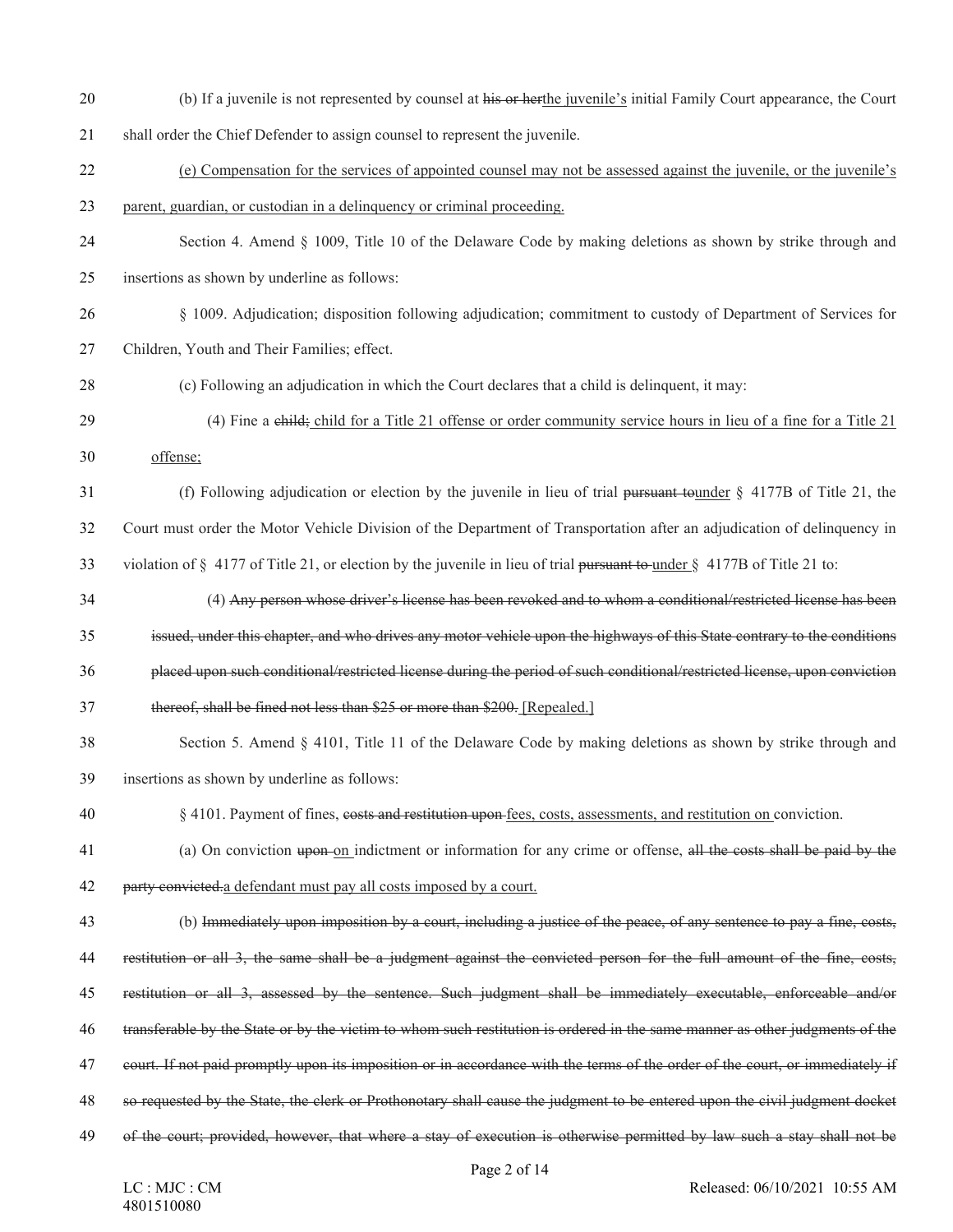(b) If a juvenile is not represented by counsel at ~~his or her~~<u>the juvenile's</u> initial Family Court appearance, the Court shall order the Chief Defender to assign counsel to represent the juvenile.

<u>(e) Compensation for the services of appointed counsel may not be assessed against the juvenile, or the juvenile's parent, guardian, or custodian in a delinquency or criminal proceeding.</u>

Section 4. Amend § 1009, Title 10 of the Delaware Code by making deletions as shown by strike through and insertions as shown by underline as follows:

§ 1009. Adjudication; disposition following adjudication; commitment to custody of Department of Services for Children, Youth and Their Families; effect.

(c) Following an adjudication in which the Court declares that a child is delinquent, it may:

(4) Fine a ~~child;~~ <u>child for a Title 21 offense or order community service hours in lieu of a fine for a Title 21 offense;</u>

(f) Following adjudication or election by the juvenile in lieu of trial ~~pursuant to~~<u>under</u> § 4177B of Title 21, the Court must order the Motor Vehicle Division of the Department of Transportation after an adjudication of delinquency in violation of § 4177 of Title 21, or election by the juvenile in lieu of trial ~~pursuant to~~ <u>under</u> § 4177B of Title 21 to:

(4) ~~Any person whose driver's license has been revoked and to whom a conditional/restricted license has been issued, under this chapter, and who drives any motor vehicle upon the highways of this State contrary to the conditions placed upon such conditional/restricted license during the period of such conditional/restricted license, upon conviction thereof, shall be fined not less than $25 or more than $200.~~ <u>[Repealed.]</u>

Section 5. Amend § 4101, Title 11 of the Delaware Code by making deletions as shown by strike through and insertions as shown by underline as follows:

§ 4101. Payment of fines, ~~costs and restitution upon~~ <u>fees, costs, assessments, and restitution on</u> conviction.

(a) On conviction ~~upon~~ <u>on</u> indictment or information for any crime or offense, ~~all the costs shall be paid by the party convicted.~~<u>a defendant must pay all costs imposed by a court.</u>

(b) ~~Immediately upon imposition by a court, including a justice of the peace, of any sentence to pay a fine, costs, restitution or all 3, the same shall be a judgment against the convicted person for the full amount of the fine, costs, restitution or all 3, assessed by the sentence. Such judgment shall be immediately executable, enforceable and/or transferable by the State or by the victim to whom such restitution is ordered in the same manner as other judgments of the court. If not paid promptly upon its imposition or in accordance with the terms of the order of the court, or immediately if so requested by the State, the clerk or Prothonotary shall cause the judgment to be entered upon the civil judgment docket of the court; provided, however, that where a stay of execution is otherwise permitted by law such a stay shall not be~~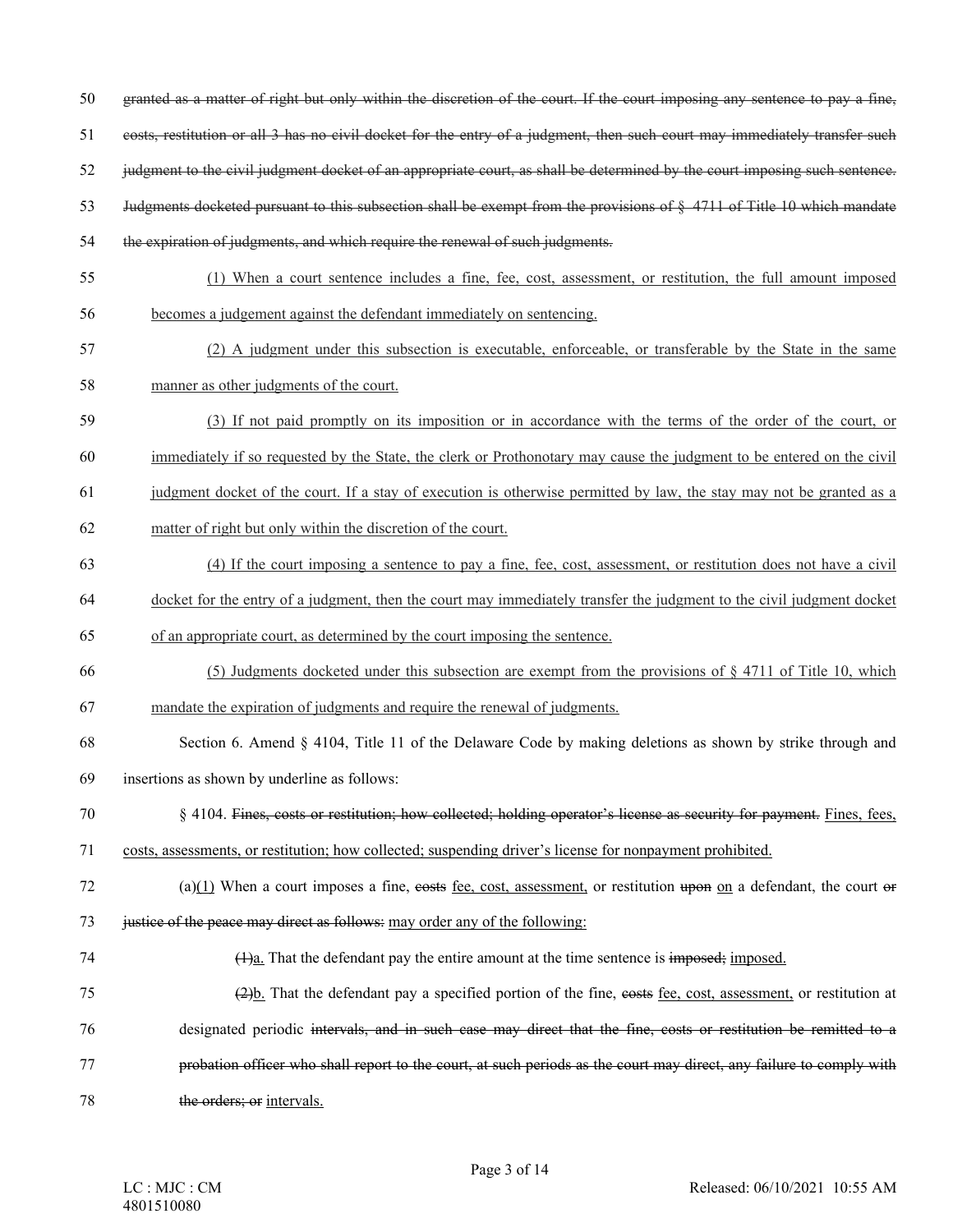granted as a matter of right but only within the discretion of the court. If the court imposing any sentence to pay a fine, costs, restitution or all 3 has no civil docket for the entry of a judgment, then such court may immediately transfer such judgment to the civil judgment docket of an appropriate court, as shall be determined by the court imposing such sentence. Judgments docketed pursuant to this subsection shall be exempt from the provisions of § 4711 of Title 10 which mandate the expiration of judgments, and which require the renewal of such judgments.

(1) When a court sentence includes a fine, fee, cost, assessment, or restitution, the full amount imposed becomes a judgement against the defendant immediately on sentencing.

(2) A judgment under this subsection is executable, enforceable, or transferable by the State in the same manner as other judgments of the court.

(3) If not paid promptly on its imposition or in accordance with the terms of the order of the court, or immediately if so requested by the State, the clerk or Prothonotary may cause the judgment to be entered on the civil judgment docket of the court. If a stay of execution is otherwise permitted by law, the stay may not be granted as a matter of right but only within the discretion of the court.

(4) If the court imposing a sentence to pay a fine, fee, cost, assessment, or restitution does not have a civil docket for the entry of a judgment, then the court may immediately transfer the judgment to the civil judgment docket of an appropriate court, as determined by the court imposing the sentence.

(5) Judgments docketed under this subsection are exempt from the provisions of § 4711 of Title 10, which mandate the expiration of judgments and require the renewal of judgments.

Section 6. Amend § 4104, Title 11 of the Delaware Code by making deletions as shown by strike through and insertions as shown by underline as follows:

§ 4104. Fines, costs or restitution; how collected; holding operator's license as security for payment. Fines, fees, costs, assessments, or restitution; how collected; suspending driver's license for nonpayment prohibited.

(a)(1) When a court imposes a fine, costs fee, cost, assessment, or restitution upon on a defendant, the court or justice of the peace may direct as follows: may order any of the following:

(1)a. That the defendant pay the entire amount at the time sentence is imposed; imposed.

(2)b. That the defendant pay a specified portion of the fine, costs fee, cost, assessment, or restitution at designated periodic intervals, and in such case may direct that the fine, costs or restitution be remitted to a probation officer who shall report to the court, at such periods as the court may direct, any failure to comply with the orders; or intervals.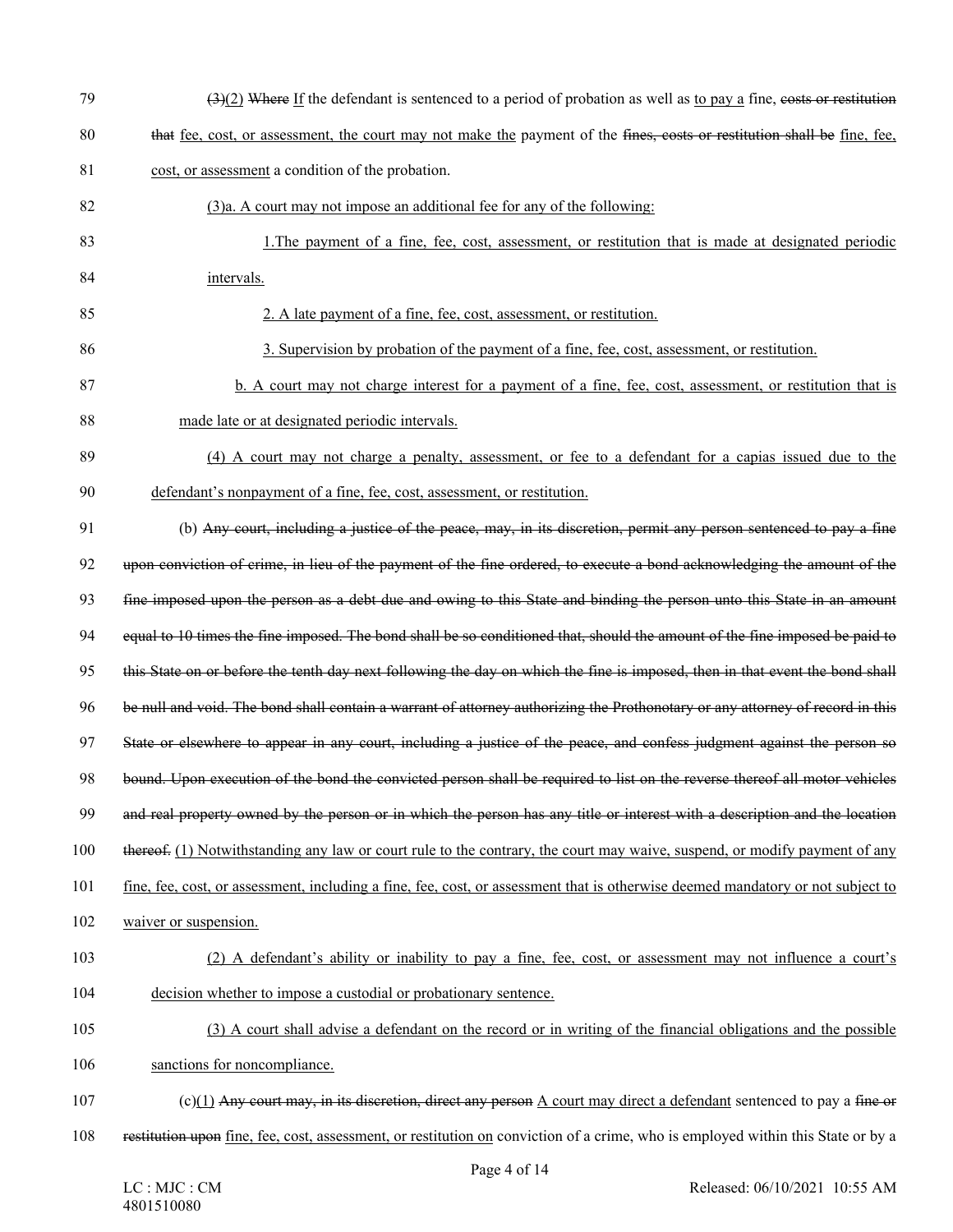79 ~~(3)~~(2) ~~Where~~ If the defendant is sentenced to a period of probation as well as to pay a fine, ~~costs or restitution~~

80 ~~that~~ fee, cost, or assessment, the court may not make the payment of the ~~fines, costs or restitution shall be~~ fine, fee,

81 cost, or assessment a condition of the probation.

82 (3)a. A court may not impose an additional fee for any of the following:

83 1.The payment of a fine, fee, cost, assessment, or restitution that is made at designated periodic

84 intervals.

85 2. A late payment of a fine, fee, cost, assessment, or restitution.

86 3. Supervision by probation of the payment of a fine, fee, cost, assessment, or restitution.

87 b. A court may not charge interest for a payment of a fine, fee, cost, assessment, or restitution that is

88 made late or at designated periodic intervals.

89 (4) A court may not charge a penalty, assessment, or fee to a defendant for a capias issued due to the

90 defendant's nonpayment of a fine, fee, cost, assessment, or restitution.

91 (b) ~~Any court, including a justice of the peace, may, in its discretion, permit any person sentenced to pay a fine~~

92 ~~upon conviction of crime, in lieu of the payment of the fine ordered, to execute a bond acknowledging the amount of the~~

93 ~~fine imposed upon the person as a debt due and owing to this State and binding the person unto this State in an amount~~

94 ~~equal to 10 times the fine imposed. The bond shall be so conditioned that, should the amount of the fine imposed be paid to~~

95 ~~this State on or before the tenth day next following the day on which the fine is imposed, then in that event the bond shall~~

96 ~~be null and void. The bond shall contain a warrant of attorney authorizing the Prothonotary or any attorney of record in this~~

97 ~~State or elsewhere to appear in any court, including a justice of the peace, and confess judgment against the person so~~

98 ~~bound. Upon execution of the bond the convicted person shall be required to list on the reverse thereof all motor vehicles~~

99 ~~and real property owned by the person or in which the person has any title or interest with a description and the location~~

100 ~~thereof.~~ (1) Notwithstanding any law or court rule to the contrary, the court may waive, suspend, or modify payment of any

101 fine, fee, cost, or assessment, including a fine, fee, cost, or assessment that is otherwise deemed mandatory or not subject to

102 waiver or suspension.

103 (2) A defendant's ability or inability to pay a fine, fee, cost, or assessment may not influence a court's

104 decision whether to impose a custodial or probationary sentence.

105 (3) A court shall advise a defendant on the record or in writing of the financial obligations and the possible

106 sanctions for noncompliance.

107 (c)(1) ~~Any court may, in its discretion, direct any person~~ A court may direct a defendant sentenced to pay a ~~fine or~~

108 ~~restitution upon~~ fine, fee, cost, assessment, or restitution on conviction of a crime, who is employed within this State or by a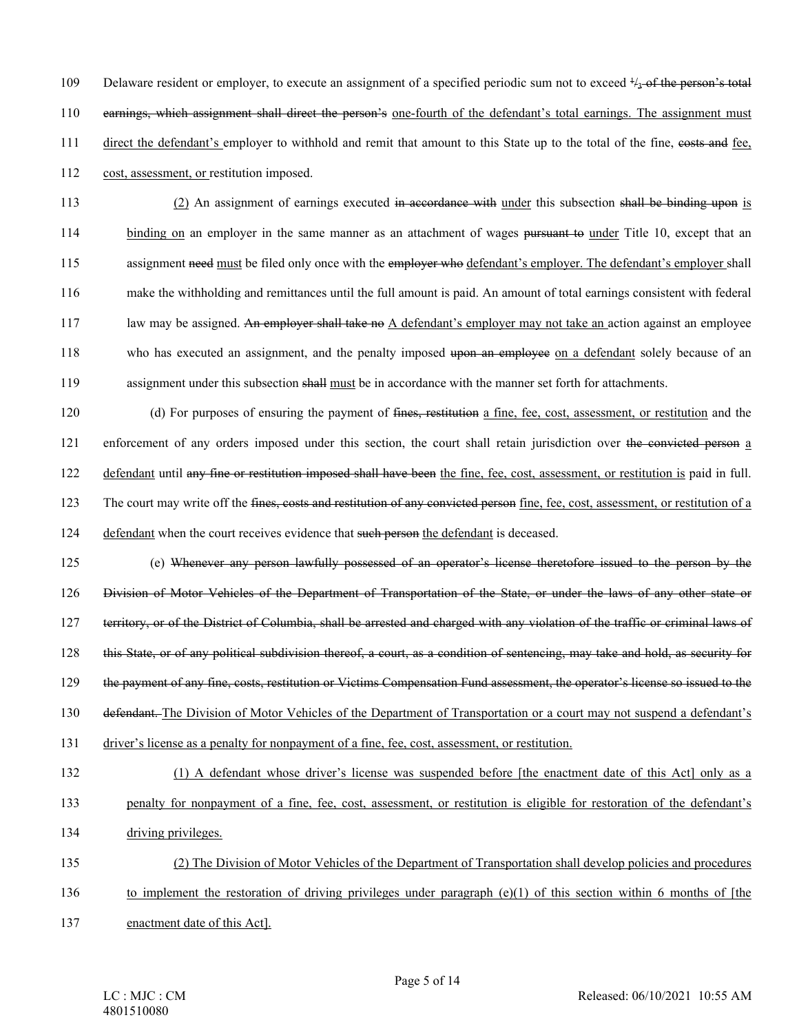Delaware resident or employer, to execute an assignment of a specified periodic sum not to exceed ~~1/3 of the person's total earnings, which assignment shall direct the person's~~ <u>one-fourth of the defendant's total earnings. The assignment must direct the defendant's</u> employer to withhold and remit that amount to this State up to the total of the fine, ~~costs and~~ <u>fee, cost, assessment, or</u> restitution imposed.

<u>(2)</u> An assignment of earnings executed ~~in accordance with~~ <u>under</u> this subsection ~~shall be binding upon~~ <u>is binding on</u> an employer in the same manner as an attachment of wages ~~pursuant to~~ <u>under</u> Title 10, except that an assignment ~~need~~ <u>must</u> be filed only once with the ~~employer who~~ <u>defendant's employer. The defendant's employer</u> shall make the withholding and remittances until the full amount is paid. An amount of total earnings consistent with federal law may be assigned. ~~An employer shall take no~~ <u>A defendant's employer may not take an</u> action against an employee who has executed an assignment, and the penalty imposed ~~upon an employee~~ <u>on a defendant</u> solely because of an assignment under this subsection ~~shall~~ <u>must</u> be in accordance with the manner set forth for attachments.

(d) For purposes of ensuring the payment of ~~fines, restitution~~ <u>a fine, fee, cost, assessment, or restitution</u> and the enforcement of any orders imposed under this section, the court shall retain jurisdiction over ~~the convicted person~~ <u>a defendant</u> until ~~any fine or restitution imposed shall have been~~ <u>the fine, fee, cost, assessment, or restitution is</u> paid in full. The court may write off the ~~fines, costs and restitution of any convicted person~~ <u>fine, fee, cost, assessment, or restitution of a defendant</u> when the court receives evidence that ~~such person~~ <u>the defendant</u> is deceased.

(e) ~~Whenever any person lawfully possessed of an operator's license theretofore issued to the person by the Division of Motor Vehicles of the Department of Transportation of the State, or under the laws of any other state or territory, or of the District of Columbia, shall be arrested and charged with any violation of the traffic or criminal laws of this State, or of any political subdivision thereof, a court, as a condition of sentencing, may take and hold, as security for the payment of any fine, costs, restitution or Victims Compensation Fund assessment, the operator's license so issued to the defendant.~~ <u>The Division of Motor Vehicles of the Department of Transportation or a court may not suspend a defendant's driver's license as a penalty for nonpayment of a fine, fee, cost, assessment, or restitution.</u>

<u>(1) A defendant whose driver's license was suspended before [the enactment date of this Act] only as a penalty for nonpayment of a fine, fee, cost, assessment, or restitution is eligible for restoration of the defendant's driving privileges.</u>

<u>(2) The Division of Motor Vehicles of the Department of Transportation shall develop policies and procedures to implement the restoration of driving privileges under paragraph (e)(1) of this section within 6 months of [the enactment date of this Act].</u>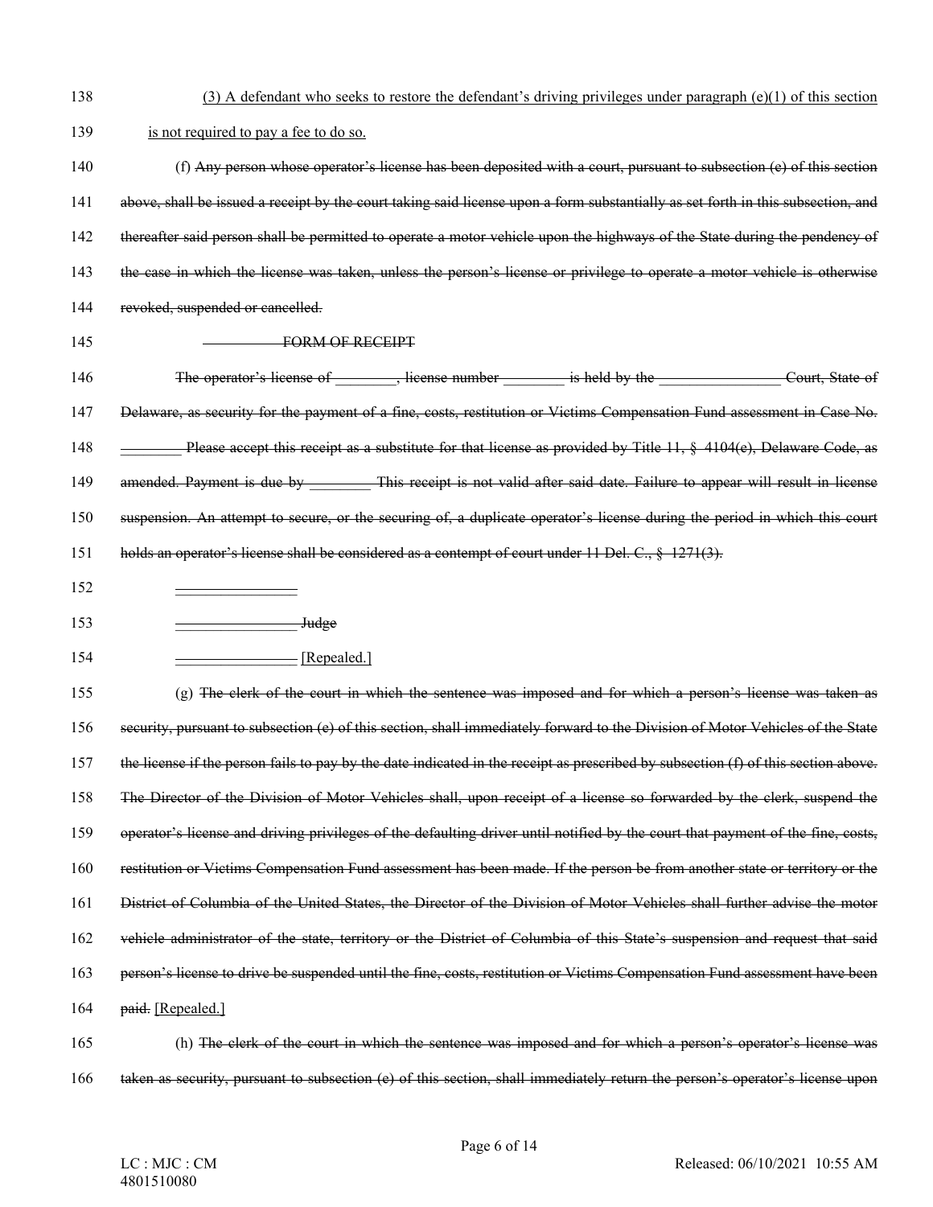138 (3) A defendant who seeks to restore the defendant's driving privileges under paragraph (e)(1) of this section

139 is not required to pay a fee to do so.

140 (f) ~~Any person whose operator's license has been deposited with a court, pursuant to subsection (e) of this section~~

141 ~~above, shall be issued a receipt by the court taking said license upon a form substantially as set forth in this subsection, and~~

142 ~~thereafter said person shall be permitted to operate a motor vehicle upon the highways of the State during the pendency of~~

143 ~~the case in which the license was taken, unless the person's license or privilege to operate a motor vehicle is otherwise~~

144 ~~revoked, suspended or cancelled.~~

145 ~~FORM OF RECEIPT~~

146 ~~The operator's license of ________, license number ________ is held by the ________________ Court, State of~~

147 ~~Delaware, as security for the payment of a fine, costs, restitution or Victims Compensation Fund assessment in Case No.~~

148 ~~________ Please accept this receipt as a substitute for that license as provided by Title 11, § 4104(e), Delaware Code, as~~

149 ~~amended. Payment is due by ________ This receipt is not valid after said date. Failure to appear will result in license~~

150 ~~suspension. An attempt to secure, or the securing of, a duplicate operator's license during the period in which this court~~

151 ~~holds an operator's license shall be considered as a contempt of court under 11 Del. C., § 1271(3).~~

152 ~~________________~~

153 ~~________________ Judge~~

154 ~~________________~~ [Repealed.]

155 (g) ~~The clerk of the court in which the sentence was imposed and for which a person's license was taken as~~

156 ~~security, pursuant to subsection (e) of this section, shall immediately forward to the Division of Motor Vehicles of the State~~

157 ~~the license if the person fails to pay by the date indicated in the receipt as prescribed by subsection (f) of this section above.~~

158 ~~The Director of the Division of Motor Vehicles shall, upon receipt of a license so forwarded by the clerk, suspend the~~

159 ~~operator's license and driving privileges of the defaulting driver until notified by the court that payment of the fine, costs,~~

160 ~~restitution or Victims Compensation Fund assessment has been made. If the person be from another state or territory or the~~

161 ~~District of Columbia of the United States, the Director of the Division of Motor Vehicles shall further advise the motor~~

162 ~~vehicle administrator of the state, territory or the District of Columbia of this State's suspension and request that said~~

163 ~~person's license to drive be suspended until the fine, costs, restitution or Victims Compensation Fund assessment have been~~

164 ~~paid.~~ [Repealed.]

165 (h) ~~The clerk of the court in which the sentence was imposed and for which a person's operator's license was~~

166 ~~taken as security, pursuant to subsection (e) of this section, shall immediately return the person's operator's license upon~~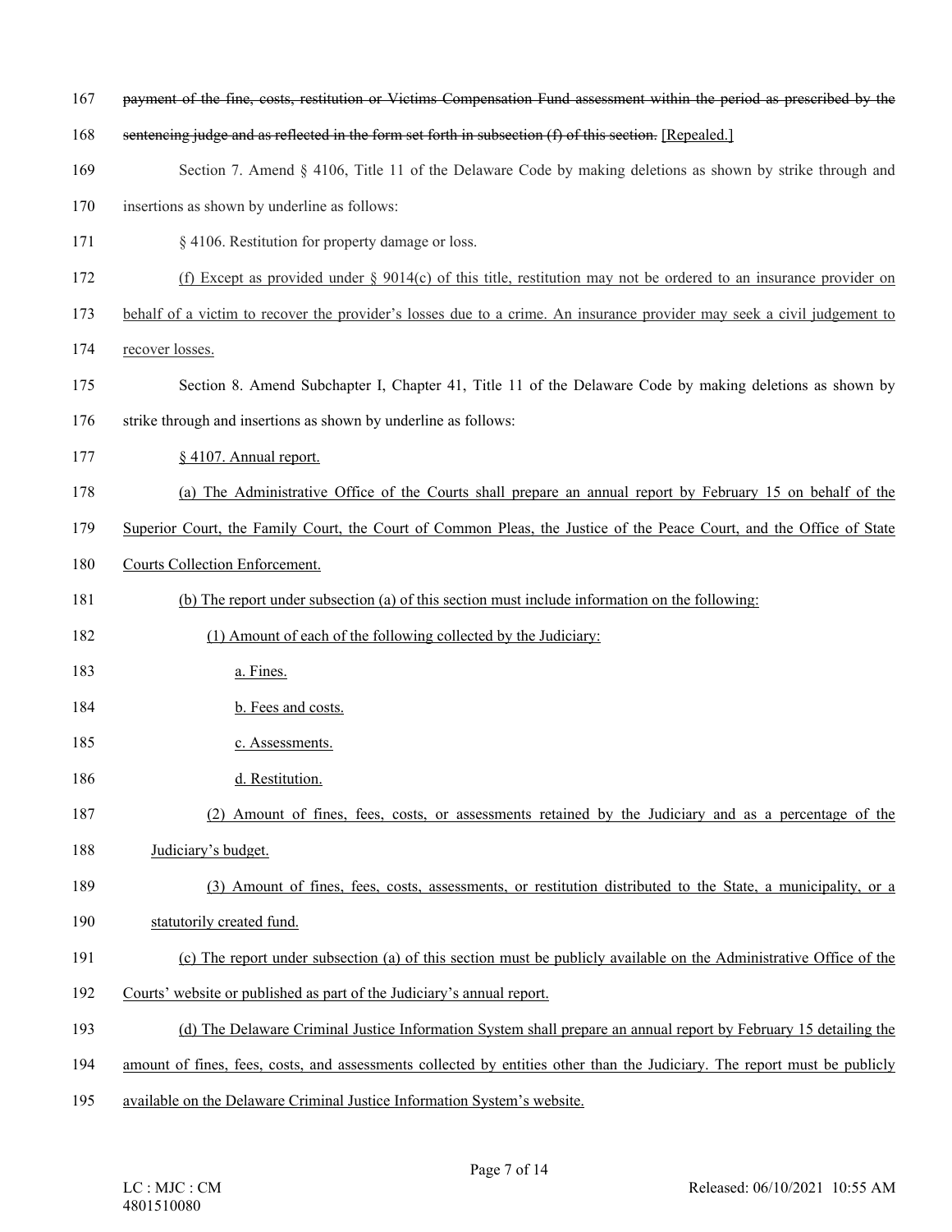~~payment of the fine, costs, restitution or Victims Compensation Fund assessment within the period as prescribed by the sentencing judge and as reflected in the form set forth in subsection (f) of this section.~~ [Repealed.]

Section 7. Amend § 4106, Title 11 of the Delaware Code by making deletions as shown by strike through and insertions as shown by underline as follows:

§ 4106. Restitution for property damage or loss.

<u>(f) Except as provided under § 9014(c) of this title, restitution may not be ordered to an insurance provider on behalf of a victim to recover the provider's losses due to a crime. An insurance provider may seek a civil judgement to recover losses.</u>

Section 8. Amend Subchapter I, Chapter 41, Title 11 of the Delaware Code by making deletions as shown by strike through and insertions as shown by underline as follows:

<u>§ 4107. Annual report.</u>

<u>(a) The Administrative Office of the Courts shall prepare an annual report by February 15 on behalf of the Superior Court, the Family Court, the Court of Common Pleas, the Justice of the Peace Court, and the Office of State Courts Collection Enforcement.</u>

<u>(b) The report under subsection (a) of this section must include information on the following:</u>

<u>(1) Amount of each of the following collected by the Judiciary:</u>

<u>a. Fines.</u>

<u>b. Fees and costs.</u>

<u>c. Assessments.</u>

<u>d. Restitution.</u>

<u>(2) Amount of fines, fees, costs, or assessments retained by the Judiciary and as a percentage of the Judiciary's budget.</u>

<u>(3) Amount of fines, fees, costs, assessments, or restitution distributed to the State, a municipality, or a statutorily created fund.</u>

<u>(c) The report under subsection (a) of this section must be publicly available on the Administrative Office of the Courts' website or published as part of the Judiciary's annual report.</u>

<u>(d) The Delaware Criminal Justice Information System shall prepare an annual report by February 15 detailing the amount of fines, fees, costs, and assessments collected by entities other than the Judiciary. The report must be publicly available on the Delaware Criminal Justice Information System's website.</u>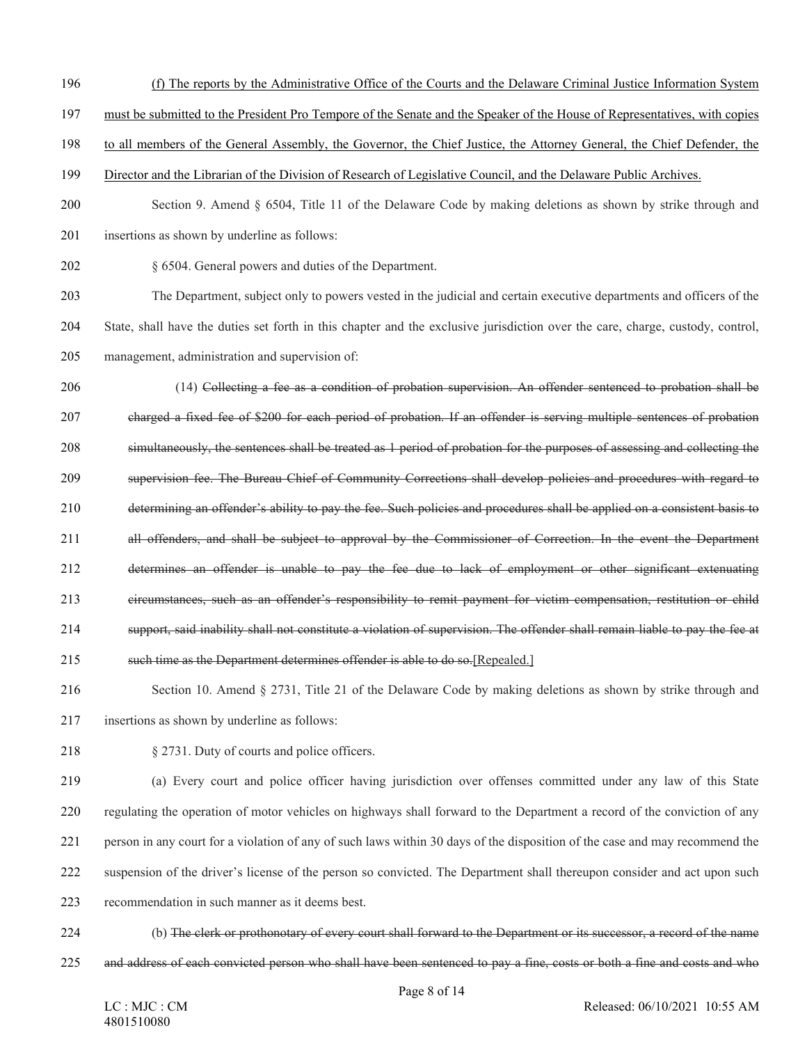<u>(f) The reports by the Administrative Office of the Courts and the Delaware Criminal Justice Information System must be submitted to the President Pro Tempore of the Senate and the Speaker of the House of Representatives, with copies to all members of the General Assembly, the Governor, the Chief Justice, the Attorney General, the Chief Defender, the Director and the Librarian of the Division of Research of Legislative Council, and the Delaware Public Archives.</u>

Section 9. Amend § 6504, Title 11 of the Delaware Code by making deletions as shown by strike through and insertions as shown by underline as follows:

§ 6504. General powers and duties of the Department.

The Department, subject only to powers vested in the judicial and certain executive departments and officers of the State, shall have the duties set forth in this chapter and the exclusive jurisdiction over the care, charge, custody, control, management, administration and supervision of:

(14) ~~Collecting a fee as a condition of probation supervision. An offender sentenced to probation shall be charged a fixed fee of $200 for each period of probation. If an offender is serving multiple sentences of probation simultaneously, the sentences shall be treated as 1 period of probation for the purposes of assessing and collecting the supervision fee. The Bureau Chief of Community Corrections shall develop policies and procedures with regard to determining an offender's ability to pay the fee. Such policies and procedures shall be applied on a consistent basis to all offenders, and shall be subject to approval by the Commissioner of Correction. In the event the Department determines an offender is unable to pay the fee due to lack of employment or other significant extenuating circumstances, such as an offender's responsibility to remit payment for victim compensation, restitution or child support, said inability shall not constitute a violation of supervision. The offender shall remain liable to pay the fee at such time as the Department determines offender is able to do so.~~<u>[Repealed.]</u>

Section 10. Amend § 2731, Title 21 of the Delaware Code by making deletions as shown by strike through and insertions as shown by underline as follows:

§ 2731. Duty of courts and police officers.

(a) Every court and police officer having jurisdiction over offenses committed under any law of this State regulating the operation of motor vehicles on highways shall forward to the Department a record of the conviction of any person in any court for a violation of any of such laws within 30 days of the disposition of the case and may recommend the suspension of the driver's license of the person so convicted. The Department shall thereupon consider and act upon such recommendation in such manner as it deems best.

(b) ~~The clerk or prothonotary of every court shall forward to the Department or its successor, a record of the name and address of each convicted person who shall have been sentenced to pay a fine, costs or both a fine and costs and who~~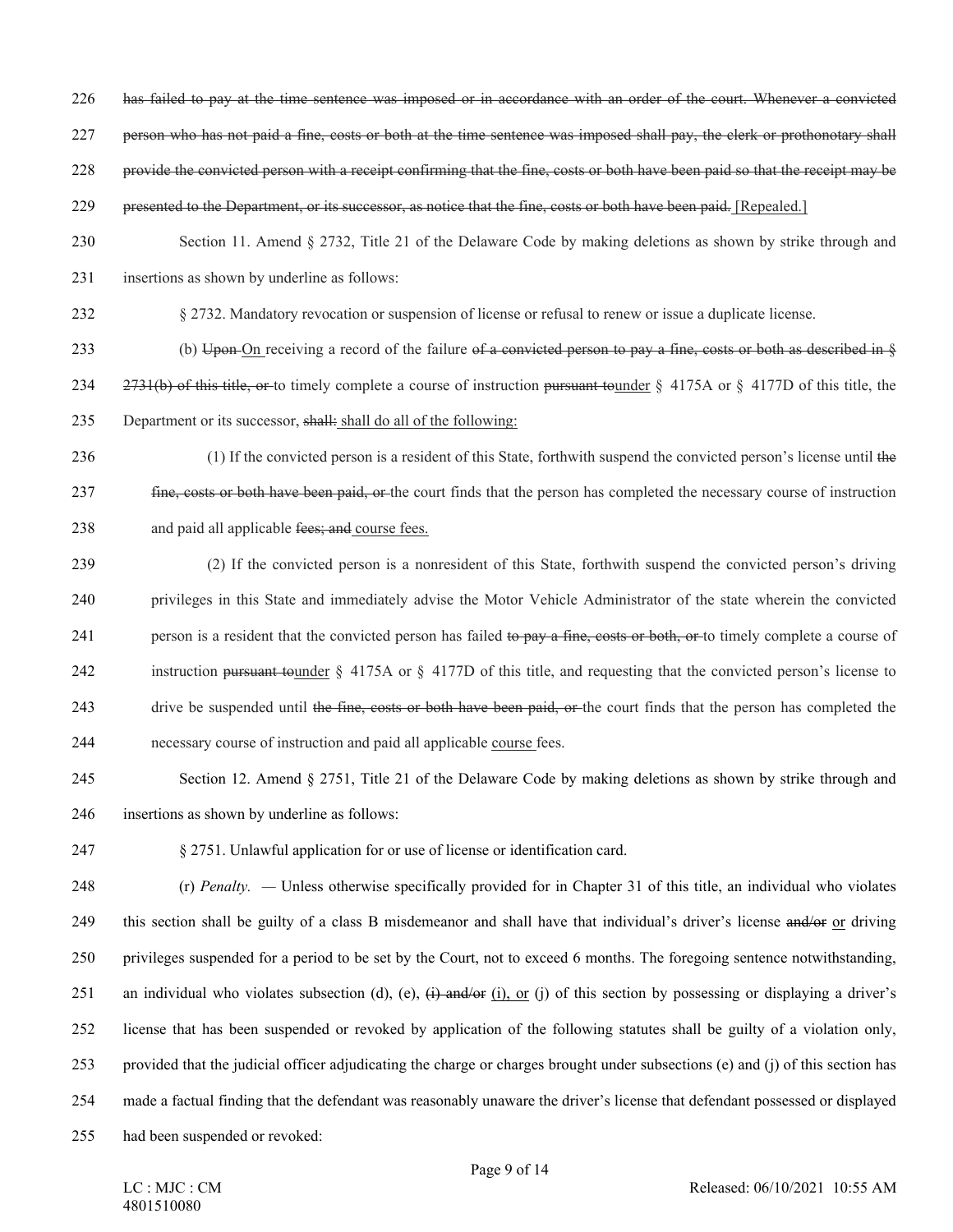~~has failed to pay at the time sentence was imposed or in accordance with an order of the court. Whenever a convicted person who has not paid a fine, costs or both at the time sentence was imposed shall pay, the clerk or prothonotary shall provide the convicted person with a receipt confirming that the fine, costs or both have been paid so that the receipt may be presented to the Department, or its successor, as notice that the fine, costs or both have been paid.~~ <u>[Repealed.]</u>

Section 11. Amend § 2732, Title 21 of the Delaware Code by making deletions as shown by strike through and insertions as shown by underline as follows:

§ 2732. Mandatory revocation or suspension of license or refusal to renew or issue a duplicate license.

(b) ~~Upon~~ <u>On</u> receiving a record of the failure ~~of a convicted person to pay a fine, costs or both as described in § 2731(b) of this title, or~~ to timely complete a course of instruction ~~pursuant to~~<u>under</u> § 4175A or § 4177D of this title, the Department or its successor, ~~shall:~~ <u>shall do all of the following:</u>

(1) If the convicted person is a resident of this State, forthwith suspend the convicted person's license until ~~the fine, costs or both have been paid, or~~ the court finds that the person has completed the necessary course of instruction and paid all applicable ~~fees; and~~ <u>course fees.</u>

(2) If the convicted person is a nonresident of this State, forthwith suspend the convicted person's driving privileges in this State and immediately advise the Motor Vehicle Administrator of the state wherein the convicted person is a resident that the convicted person has failed ~~to pay a fine, costs or both, or~~ to timely complete a course of instruction ~~pursuant to~~<u>under</u> § 4175A or § 4177D of this title, and requesting that the convicted person's license to drive be suspended until ~~the fine, costs or both have been paid, or~~ the court finds that the person has completed the necessary course of instruction and paid all applicable <u>course</u> fees.

Section 12. Amend § 2751, Title 21 of the Delaware Code by making deletions as shown by strike through and insertions as shown by underline as follows:

§ 2751. Unlawful application for or use of license or identification card.

(r) *Penalty.* — Unless otherwise specifically provided for in Chapter 31 of this title, an individual who violates this section shall be guilty of a class B misdemeanor and shall have that individual's driver's license ~~and/or~~ <u>or</u> driving privileges suspended for a period to be set by the Court, not to exceed 6 months. The foregoing sentence notwithstanding, an individual who violates subsection (d), (e), ~~(i) and/or~~ <u>(i), or</u> (j) of this section by possessing or displaying a driver's license that has been suspended or revoked by application of the following statutes shall be guilty of a violation only, provided that the judicial officer adjudicating the charge or charges brought under subsections (e) and (j) of this section has made a factual finding that the defendant was reasonably unaware the driver's license that defendant possessed or displayed had been suspended or revoked: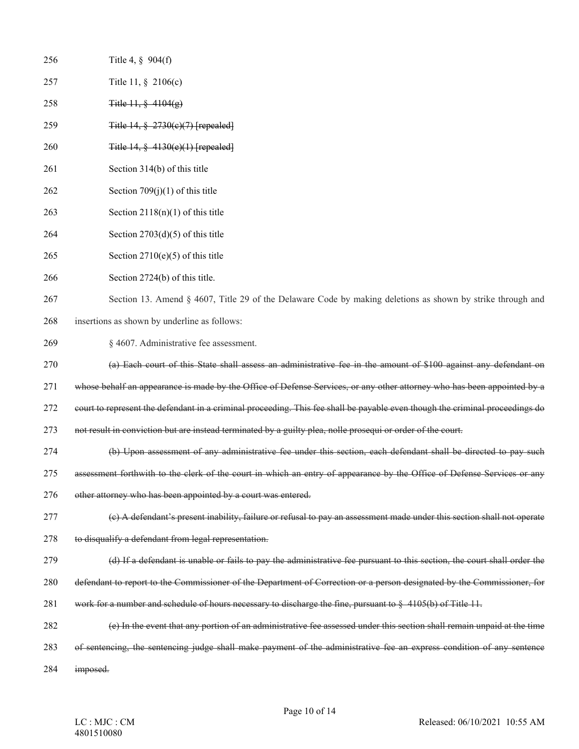Title 4, § 904(f)

Title 11, § 2106(c)

~~Title 11, § 4104(g)~~

~~Title 14, § 2730(c)(7) [repealed]~~

~~Title 14, § 4130(e)(1) [repealed]~~

Section 314(b) of this title

Section 709(j)(1) of this title

Section 2118(n)(1) of this title

Section 2703(d)(5) of this title

Section 2710(e)(5) of this title

Section 2724(b) of this title.

Section 13. Amend § 4607, Title 29 of the Delaware Code by making deletions as shown by strike through and insertions as shown by underline as follows:

§ 4607. Administrative fee assessment.

~~(a) Each court of this State shall assess an administrative fee in the amount of $100 against any defendant on whose behalf an appearance is made by the Office of Defense Services, or any other attorney who has been appointed by a court to represent the defendant in a criminal proceeding. This fee shall be payable even though the criminal proceedings do not result in conviction but are instead terminated by a guilty plea, nolle prosequi or order of the court.~~

~~(b) Upon assessment of any administrative fee under this section, each defendant shall be directed to pay such assessment forthwith to the clerk of the court in which an entry of appearance by the Office of Defense Services or any other attorney who has been appointed by a court was entered.~~

~~(c) A defendant's present inability, failure or refusal to pay an assessment made under this section shall not operate to disqualify a defendant from legal representation.~~

~~(d) If a defendant is unable or fails to pay the administrative fee pursuant to this section, the court shall order the defendant to report to the Commissioner of the Department of Correction or a person designated by the Commissioner, for work for a number and schedule of hours necessary to discharge the fine, pursuant to § 4105(b) of Title 11.~~

~~(e) In the event that any portion of an administrative fee assessed under this section shall remain unpaid at the time of sentencing, the sentencing judge shall make payment of the administrative fee an express condition of any sentence imposed.~~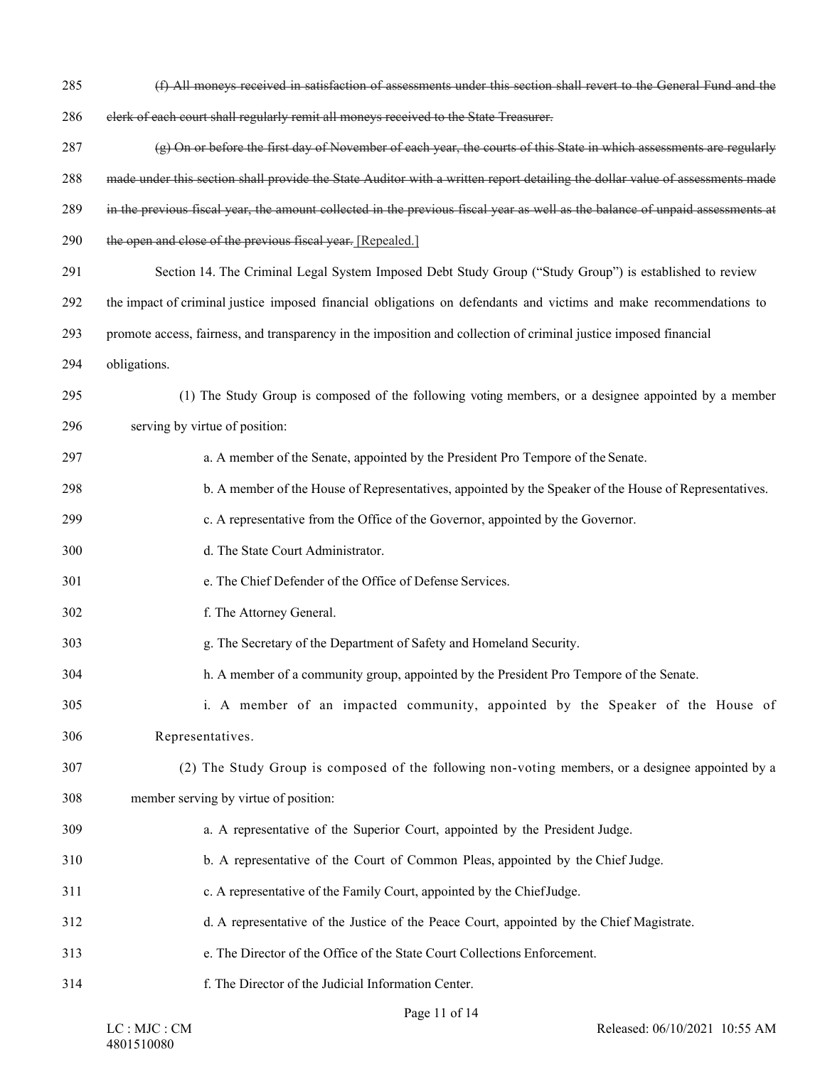~~(f) All moneys received in satisfaction of assessments under this section shall revert to the General Fund and the clerk of each court shall regularly remit all moneys received to the State Treasurer.~~

~~(g) On or before the first day of November of each year, the courts of this State in which assessments are regularly made under this section shall provide the State Auditor with a written report detailing the dollar value of assessments made in the previous fiscal year, the amount collected in the previous fiscal year as well as the balance of unpaid assessments at the open and close of the previous fiscal year.~~ [Repealed.]

Section 14. The Criminal Legal System Imposed Debt Study Group ("Study Group") is established to review the impact of criminal justice imposed financial obligations on defendants and victims and make recommendations to promote access, fairness, and transparency in the imposition and collection of criminal justice imposed financial obligations.

(1) The Study Group is composed of the following voting members, or a designee appointed by a member serving by virtue of position:

a. A member of the Senate, appointed by the President Pro Tempore of the Senate.

b. A member of the House of Representatives, appointed by the Speaker of the House of Representatives.

c. A representative from the Office of the Governor, appointed by the Governor.

d. The State Court Administrator.

e. The Chief Defender of the Office of Defense Services.

f. The Attorney General.

g. The Secretary of the Department of Safety and Homeland Security.

h. A member of a community group, appointed by the President Pro Tempore of the Senate.

i. A member of an impacted community, appointed by the Speaker of the House of Representatives.

(2) The Study Group is composed of the following non-voting members, or a designee appointed by a member serving by virtue of position:

a. A representative of the Superior Court, appointed by the President Judge.

b. A representative of the Court of Common Pleas, appointed by the Chief Judge.

c. A representative of the Family Court, appointed by the Chief Judge.

d. A representative of the Justice of the Peace Court, appointed by the Chief Magistrate.

e. The Director of the Office of the State Court Collections Enforcement.

f. The Director of the Judicial Information Center.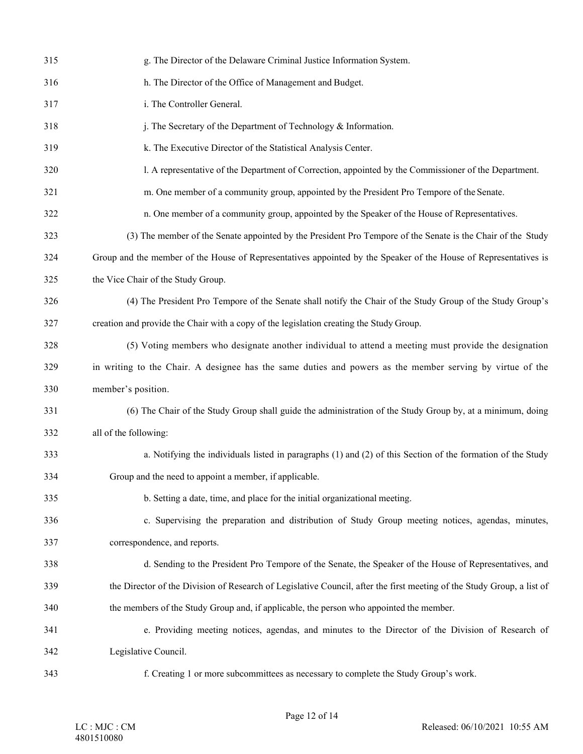g. The Director of the Delaware Criminal Justice Information System.

h. The Director of the Office of Management and Budget.

i. The Controller General.

j. The Secretary of the Department of Technology & Information.

k. The Executive Director of the Statistical Analysis Center.

l. A representative of the Department of Correction, appointed by the Commissioner of the Department.

m. One member of a community group, appointed by the President Pro Tempore of the Senate.

n. One member of a community group, appointed by the Speaker of the House of Representatives.

(3) The member of the Senate appointed by the President Pro Tempore of the Senate is the Chair of the Study Group and the member of the House of Representatives appointed by the Speaker of the House of Representatives is the Vice Chair of the Study Group.

(4) The President Pro Tempore of the Senate shall notify the Chair of the Study Group of the Study Group's creation and provide the Chair with a copy of the legislation creating the Study Group.

(5) Voting members who designate another individual to attend a meeting must provide the designation in writing to the Chair. A designee has the same duties and powers as the member serving by virtue of the member's position.

(6) The Chair of the Study Group shall guide the administration of the Study Group by, at a minimum, doing all of the following:

a. Notifying the individuals listed in paragraphs (1) and (2) of this Section of the formation of the Study Group and the need to appoint a member, if applicable.

b. Setting a date, time, and place for the initial organizational meeting.

c. Supervising the preparation and distribution of Study Group meeting notices, agendas, minutes, correspondence, and reports.

d. Sending to the President Pro Tempore of the Senate, the Speaker of the House of Representatives, and the Director of the Division of Research of Legislative Council, after the first meeting of the Study Group, a list of the members of the Study Group and, if applicable, the person who appointed the member.

e. Providing meeting notices, agendas, and minutes to the Director of the Division of Research of Legislative Council.

f. Creating 1 or more subcommittees as necessary to complete the Study Group's work.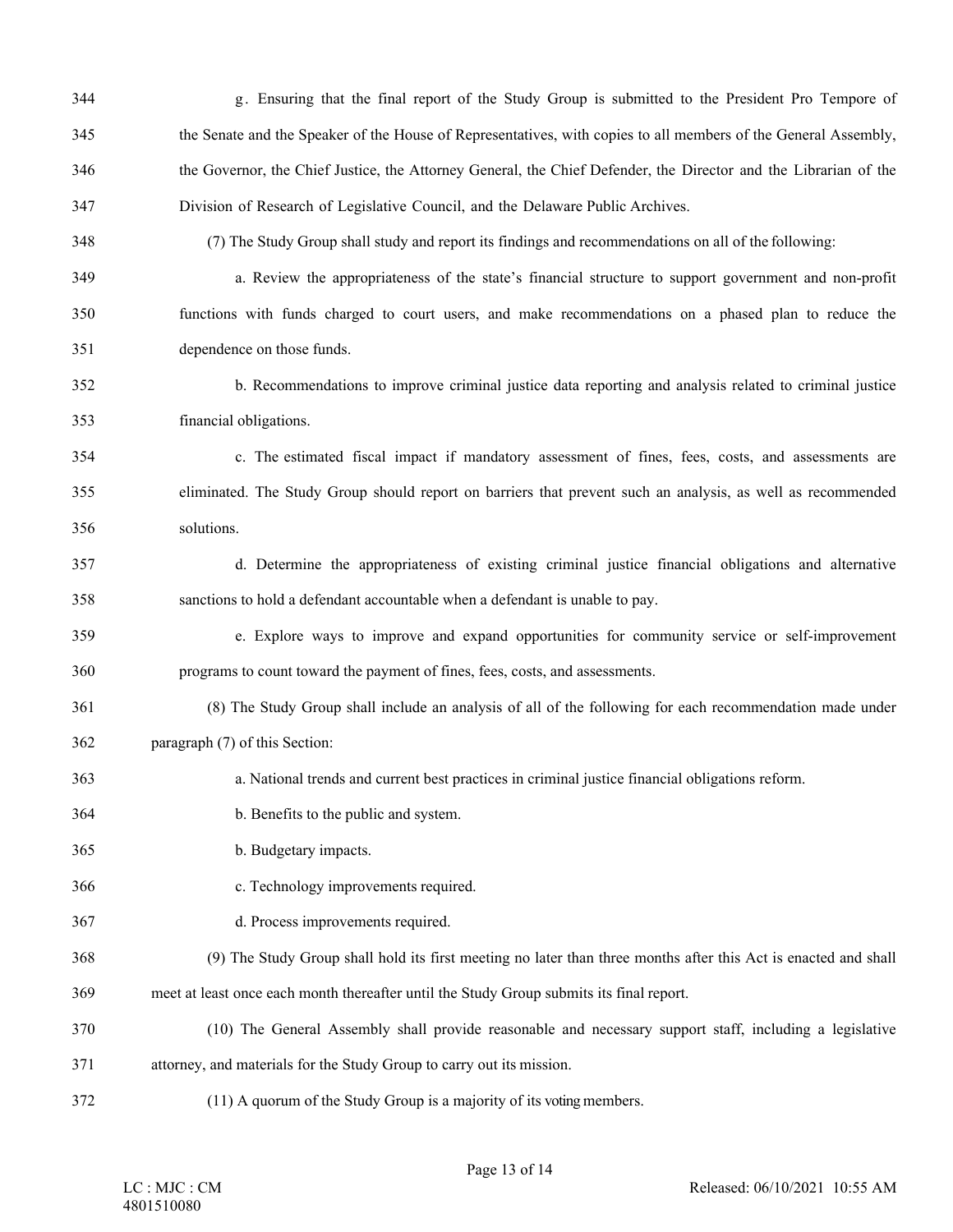g. Ensuring that the final report of the Study Group is submitted to the President Pro Tempore of the Senate and the Speaker of the House of Representatives, with copies to all members of the General Assembly, the Governor, the Chief Justice, the Attorney General, the Chief Defender, the Director and the Librarian of the Division of Research of Legislative Council, and the Delaware Public Archives.

(7) The Study Group shall study and report its findings and recommendations on all of the following:

a. Review the appropriateness of the state's financial structure to support government and non-profit functions with funds charged to court users, and make recommendations on a phased plan to reduce the dependence on those funds.

b. Recommendations to improve criminal justice data reporting and analysis related to criminal justice financial obligations.

c. The estimated fiscal impact if mandatory assessment of fines, fees, costs, and assessments are eliminated. The Study Group should report on barriers that prevent such an analysis, as well as recommended solutions.

d. Determine the appropriateness of existing criminal justice financial obligations and alternative sanctions to hold a defendant accountable when a defendant is unable to pay.

e. Explore ways to improve and expand opportunities for community service or self-improvement programs to count toward the payment of fines, fees, costs, and assessments.

(8) The Study Group shall include an analysis of all of the following for each recommendation made under paragraph (7) of this Section:

a. National trends and current best practices in criminal justice financial obligations reform.

b. Benefits to the public and system.

b. Budgetary impacts.

c. Technology improvements required.

d. Process improvements required.

(9) The Study Group shall hold its first meeting no later than three months after this Act is enacted and shall meet at least once each month thereafter until the Study Group submits its final report.

(10) The General Assembly shall provide reasonable and necessary support staff, including a legislative attorney, and materials for the Study Group to carry out its mission.

(11) A quorum of the Study Group is a majority of its voting members.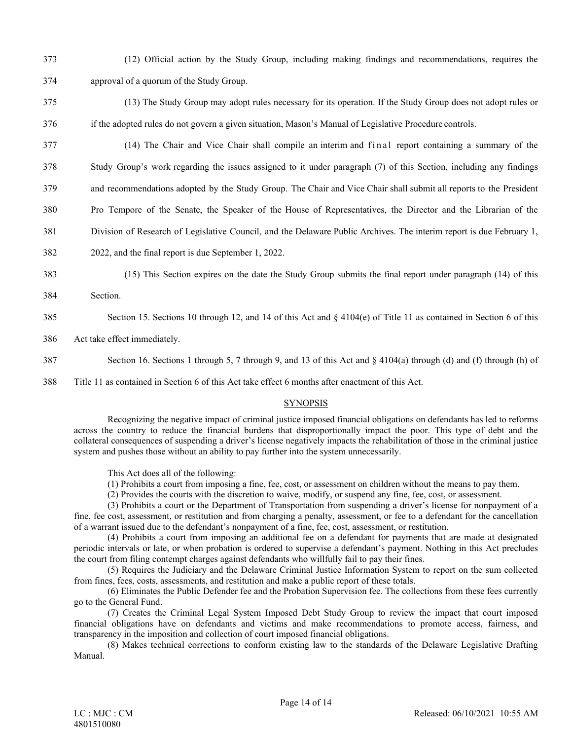(12) Official action by the Study Group, including making findings and recommendations, requires the approval of a quorum of the Study Group.

(13) The Study Group may adopt rules necessary for its operation. If the Study Group does not adopt rules or if the adopted rules do not govern a given situation, Mason's Manual of Legislative Procedure controls.

(14) The Chair and Vice Chair shall compile an interim and final report containing a summary of the Study Group's work regarding the issues assigned to it under paragraph (7) of this Section, including any findings and recommendations adopted by the Study Group. The Chair and Vice Chair shall submit all reports to the President Pro Tempore of the Senate, the Speaker of the House of Representatives, the Director and the Librarian of the Division of Research of Legislative Council, and the Delaware Public Archives. The interim report is due February 1, 2022, and the final report is due September 1, 2022.

(15) This Section expires on the date the Study Group submits the final report under paragraph (14) of this Section.

Section 15. Sections 10 through 12, and 14 of this Act and § 4104(e) of Title 11 as contained in Section 6 of this Act take effect immediately.

Section 16. Sections 1 through 5, 7 through 9, and 13 of this Act and § 4104(a) through (d) and (f) through (h) of Title 11 as contained in Section 6 of this Act take effect 6 months after enactment of this Act.

## SYNOPSIS

Recognizing the negative impact of criminal justice imposed financial obligations on defendants has led to reforms across the country to reduce the financial burdens that disproportionally impact the poor. This type of debt and the collateral consequences of suspending a driver's license negatively impacts the rehabilitation of those in the criminal justice system and pushes those without an ability to pay further into the system unnecessarily.

This Act does all of the following:

(1) Prohibits a court from imposing a fine, fee, cost, or assessment on children without the means to pay them.

(2) Provides the courts with the discretion to waive, modify, or suspend any fine, fee, cost, or assessment.

(3) Prohibits a court or the Department of Transportation from suspending a driver's license for nonpayment of a fine, fee cost, assessment, or restitution and from charging a penalty, assessment, or fee to a defendant for the cancellation of a warrant issued due to the defendant's nonpayment of a fine, fee, cost, assessment, or restitution.

(4) Prohibits a court from imposing an additional fee on a defendant for payments that are made at designated periodic intervals or late, or when probation is ordered to supervise a defendant's payment. Nothing in this Act precludes the court from filing contempt charges against defendants who willfully fail to pay their fines.

(5) Requires the Judiciary and the Delaware Criminal Justice Information System to report on the sum collected from fines, fees, costs, assessments, and restitution and make a public report of these totals.

(6) Eliminates the Public Defender fee and the Probation Supervision fee. The collections from these fees currently go to the General Fund.

(7) Creates the Criminal Legal System Imposed Debt Study Group to review the impact that court imposed financial obligations have on defendants and victims and make recommendations to promote access, fairness, and transparency in the imposition and collection of court imposed financial obligations.

(8) Makes technical corrections to conform existing law to the standards of the Delaware Legislative Drafting Manual.

LC : MJC : CM
4801510080

Released: 06/10/2021 10:55 AM